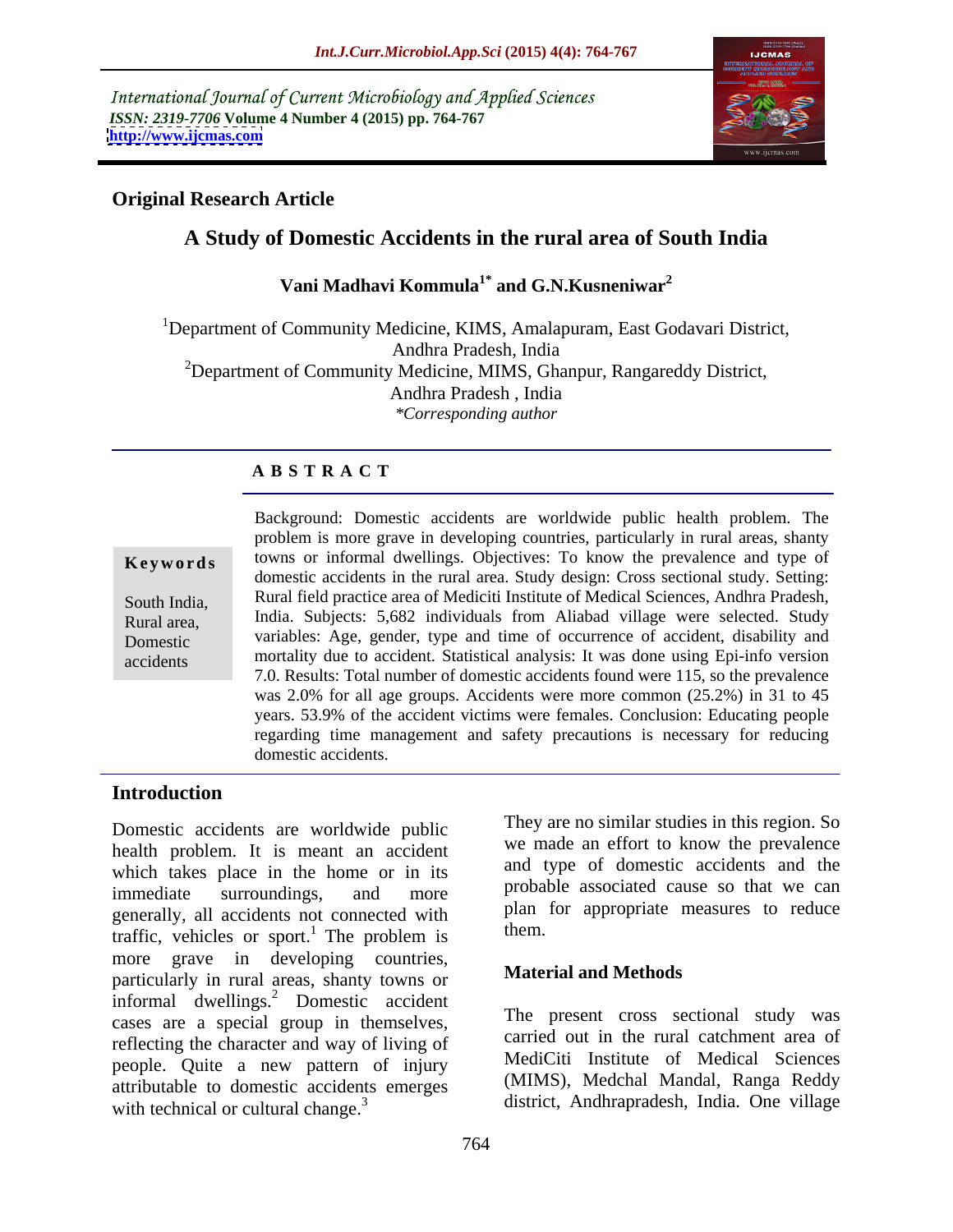International Journal of Current Microbiology and Applied Sciences
*ISSN: 2319-7706* **Volume 4 Number 4 (2015) pp. 764-767**
**http://www.ijcmas.com**

**Original Research Article**

# A Study of Domestic Accidents in the rural area of South India

**Vani Madhavi Kommula[1*] and G.N.Kusneniwar[2]**

[1]Department of Community Medicine, KIMS, Amalapuram, East Godavari District, Andhra Pradesh, India
[2]Department of Community Medicine, MIMS, Ghanpur, Rangareddy District, Andhra Pradesh , India
*\*Corresponding author*

## A B S T R A C T

**Keywords**

South India, Rural area, Domestic accidents

Background: Domestic accidents are worldwide public health problem. The problem is more grave in developing countries, particularly in rural areas, shanty towns or informal dwellings. Objectives: To know the prevalence and type of domestic accidents in the rural area. Study design: Cross sectional study. Setting: Rural field practice area of Mediciti Institute of Medical Sciences, Andhra Pradesh, India. Subjects: 5,682 individuals from Aliabad village were selected. Study variables: Age, gender, type and time of occurrence of accident, disability and mortality due to accident. Statistical analysis: It was done using Epi-info version 7.0. Results: Total number of domestic accidents found were 115, so the prevalence was 2.0% for all age groups. Accidents were more common (25.2%) in 31 to 45 years. 53.9% of the accident victims were females. Conclusion: Educating people regarding time management and safety precautions is necessary for reducing domestic accidents.

## Introduction

Domestic accidents are worldwide public health problem. It is meant an accident which takes place in the home or in its immediate surroundings, and more generally, all accidents not connected with traffic, vehicles or sport.[1] The problem is more grave in developing countries, particularly in rural areas, shanty towns or informal dwellings.[2] Domestic accident cases are a special group in themselves, reflecting the character and way of living of people. Quite a new pattern of injury attributable to domestic accidents emerges with technical or cultural change.[3]

They are no similar studies in this region. So we made an effort to know the prevalence and type of domestic accidents and the probable associated cause so that we can plan for appropriate measures to reduce them.

## Material and Methods

The present cross sectional study was carried out in the rural catchment area of MediCiti Institute of Medical Sciences (MIMS), Medchal Mandal, Ranga Reddy district, Andhrapradesh, India. One village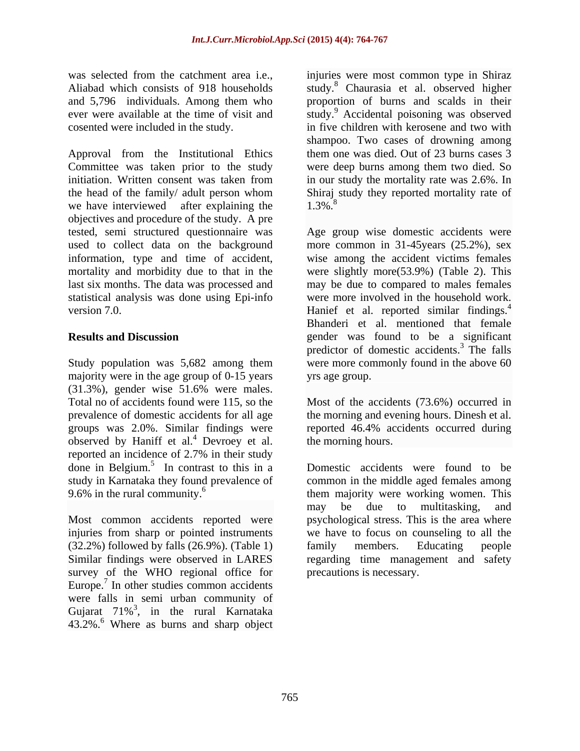was selected from the catchment area i.e., Aliabad which consists of 918 households and 5,796 individuals. Among them who ever were available at the time of visit and cosented were included in the study.

Approval from the Institutional Ethics Committee was taken prior to the study initiation. Written consent was taken from the head of the family/ adult person whom we have interviewed after explaining the objectives and procedure of the study. A pre tested, semi structured questionnaire was used to collect data on the background information, type and time of accident, mortality and morbidity due to that in the last six months. The data was processed and statistical analysis was done using Epi-info version 7.0.

## Results and Discussion

Study population was 5,682 among them majority were in the age group of 0-15 years (31.3%), gender wise 51.6% were males. Total no of accidents found were 115, so the prevalence of domestic accidents for all age groups was 2.0%. Similar findings were observed by Haniff et al.[4] Devroey et al. reported an incidence of 2.7% in their study done in Belgium.[5] In contrast to this in a study in Karnataka they found prevalence of 9.6% in the rural community.[6]

Most common accidents reported were injuries from sharp or pointed instruments (32.2%) followed by falls (26.9%). (Table 1) Similar findings were observed in LARES survey of the WHO regional office for Europe.[7] In other studies common accidents were falls in semi urban community of Gujarat 71%[3], in the rural Karnataka 43.2%.[6] Where as burns and sharp object injuries were most common type in Shiraz study.[8] Chaurasia et al. observed higher proportion of burns and scalds in their study.[9] Accidental poisoning was observed in five children with kerosene and two with shampoo. Two cases of drowning among them one was died. Out of 23 burns cases 3 were deep burns among them two died. So in our study the mortality rate was 2.6%. In Shiraj study they reported mortality rate of 1.3%.[8]

Age group wise domestic accidents were more common in 31-45years (25.2%), sex wise among the accident victims females were slightly more(53.9%) (Table 2). This may be due to compared to males females were more involved in the household work. Hanief et al. reported similar findings.[4] Bhanderi et al. mentioned that female gender was found to be a significant predictor of domestic accidents.[3] The falls were more commonly found in the above 60 yrs age group.

Most of the accidents (73.6%) occurred in the morning and evening hours. Dinesh et al. reported 46.4% accidents occurred during the morning hours.

Domestic accidents were found to be common in the middle aged females among them majority were working women. This may be due to multitasking, and psychological stress. This is the area where we have to focus on counseling to all the family members. Educating people regarding time management and safety precautions is necessary.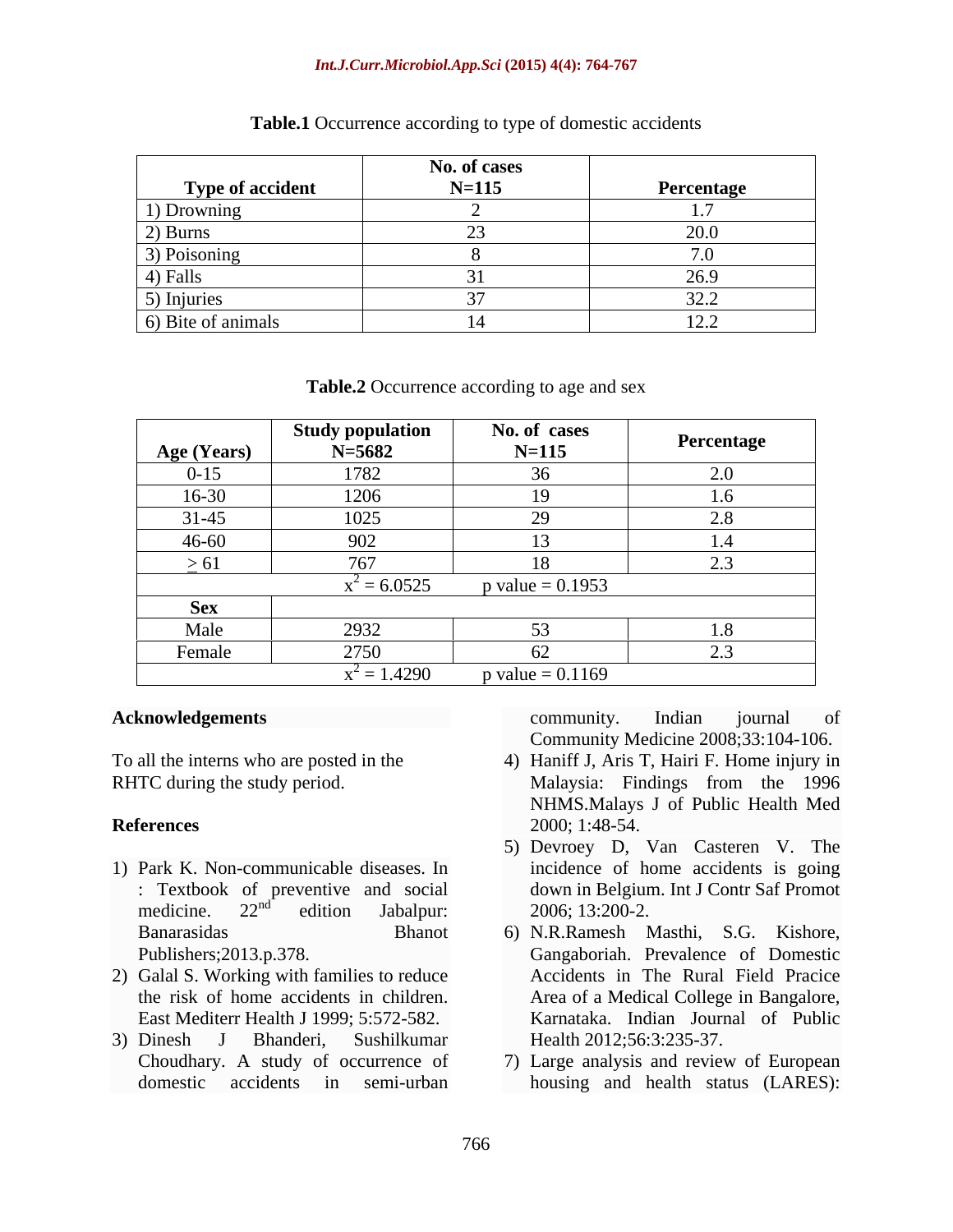**Table.1** Occurrence according to type of domestic accidents

| Type of accident | No. of cases N=115 | Percentage |
|---|---|---|
| 1) Drowning | 2 | 1.7 |
| 2) Burns | 23 | 20.0 |
| 3) Poisoning | 8 | 7.0 |
| 4) Falls | 31 | 26.9 |
| 5) Injuries | 37 | 32.2 |
| 6) Bite of animals | 14 | 12.2 |

**Table.2** Occurrence according to age and sex

| Age (Years) | Study population N=5682 | No. of cases N=115 | Percentage |
|---|---|---|---|
| 0-15 | 1782 | 36 | 2.0 |
| 16-30 | 1206 | 19 | 1.6 |
| 31-45 | 1025 | 29 | 2.8 |
| 46-60 | 902 | 13 | 1.4 |
| $\geq$ 61 | 767 | 18 | 2.3 |
| | $x^2 = 6.0525$ | p value = 0.1953 | |
| **Sex** | | | |
| Male | 2932 | 53 | 1.8 |
| Female | 2750 | 62 | 2.3 |
| | $x^2 = 1.4290$ | p value = 0.1169 | |

**Acknowledgements**

To all the interns who are posted in the RHTC during the study period.

**References**

1) Park K. Non-communicable diseases. In : Textbook of preventive and social medicine. 22nd edition Jabalpur: Banarasidas Bhanot Publishers;2013.p.378.
2) Galal S. Working with families to reduce the risk of home accidents in children. East Mediterr Health J 1999; 5:572-582.
3) Dinesh J Bhanderi, Sushilkumar Choudhary. A study of occurrence of domestic accidents in semi-urban community. Indian journal of Community Medicine 2008;33:104-106.
4) Haniff J, Aris T, Hairi F. Home injury in Malaysia: Findings from the 1996 NHMS.Malays J of Public Health Med 2000; 1:48-54.
5) Devroey D, Van Casteren V. The incidence of home accidents is going down in Belgium. Int J Contr Saf Promot 2006; 13:200-2.
6) N.R.Ramesh Masthi, S.G. Kishore, Gangaboriah. Prevalence of Domestic Accidents in The Rural Field Pracice Area of a Medical College in Bangalore, Karnataka. Indian Journal of Public Health 2012;56:3:235-37.
7) Large analysis and review of European housing and health status (LARES):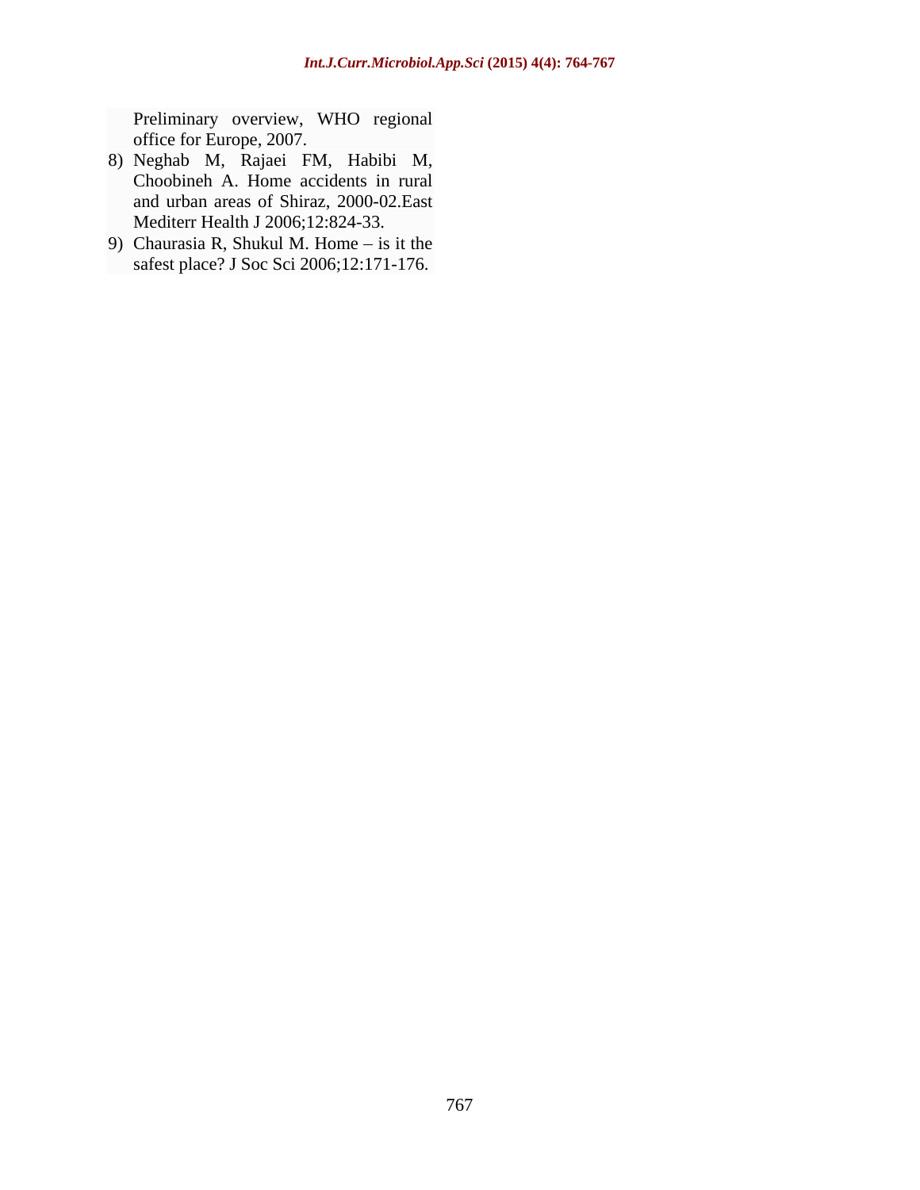Preliminary overview, WHO regional office for Europe, 2007.

8) Neghab M, Rajaei FM, Habibi M, Choobineh A. Home accidents in rural and urban areas of Shiraz, 2000-02.East Mediterr Health J 2006;12:824-33.
9) Chaurasia R, Shukul M. Home – is it the safest place? J Soc Sci 2006;12:171-176.